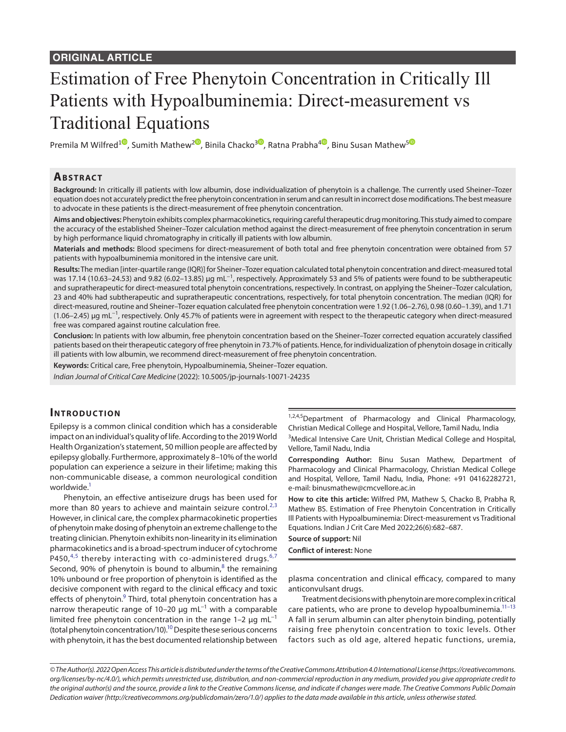ORIGINAL ARTICLE

# Estimation of Free Phenytoin Concentration in Critically Ill Patients with Hypoalbuminemia: Direct-measurement vs Traditional Equations

Premila M Wilfred[1], Sumith Mathew[2], Binila Chacko[3], Ratna Prabha[4], Binu Susan Mathew[5]

## Abstract

**Background:** In critically ill patients with low albumin, dose individualization of phenytoin is a challenge. The currently used Sheiner–Tozer equation does not accurately predict the free phenytoin concentration in serum and can result in incorrect dose modifications. The best measure to advocate in these patients is the direct-measurement of free phenytoin concentration.

**Aims and objectives:** Phenytoin exhibits complex pharmacokinetics, requiring careful therapeutic drug monitoring. This study aimed to compare the accuracy of the established Sheiner–Tozer calculation method against the direct-measurement of free phenytoin concentration in serum by high performance liquid chromatography in critically ill patients with low albumin.

**Materials and methods:** Blood specimens for direct-measurement of both total and free phenytoin concentration were obtained from 57 patients with hypoalbuminemia monitored in the intensive care unit.

**Results:** The median [inter-quartile range (IQR)] for Sheiner–Tozer equation calculated total phenytoin concentration and direct-measured total was 17.14 (10.63–24.53) and 9.82 (6.02–13.85) µg $mL^{-1}$, respectively. Approximately 53 and 5% of patients were found to be subtherapeutic and supratherapeutic for direct-measured total phenytoin concentrations, respectively. In contrast, on applying the Sheiner–Tozer calculation, 23 and 40% had subtherapeutic and supratherapeutic concentrations, respectively, for total phenytoin concentration. The median (IQR) for direct-measured, routine and Sheiner–Tozer equation calculated free phenytoin concentration were 1.92 (1.06–2.76), 0.98 (0.60–1.39), and 1.71 (1.06–2.45) µg $mL^{-1}$, respectively. Only 45.7% of patients were in agreement with respect to the therapeutic category when direct-measured free was compared against routine calculation free.

**Conclusion:** In patients with low albumin, free phenytoin concentration based on the Sheiner–Tozer corrected equation accurately classified patients based on their therapeutic category of free phenytoin in 73.7% of patients. Hence, for individualization of phenytoin dosage in critically ill patients with low albumin, we recommend direct-measurement of free phenytoin concentration.

**Keywords:** Critical care, Free phenytoin, Hypoalbuminemia, Sheiner–Tozer equation.

*Indian Journal of Critical Care Medicine* (2022): 10.5005/jp-journals-10071-24235

[1,2,4,5]Department of Pharmacology and Clinical Pharmacology, Christian Medical College and Hospital, Vellore, Tamil Nadu, India

[3]Medical Intensive Care Unit, Christian Medical College and Hospital, Vellore, Tamil Nadu, India

**Corresponding Author:** Binu Susan Mathew, Department of Pharmacology and Clinical Pharmacology, Christian Medical College and Hospital, Vellore, Tamil Nadu, India, Phone: +91 04162282721, e-mail: binusmathew@cmcvellore.ac.in

**How to cite this article:** Wilfred PM, Mathew S, Chacko B, Prabha R, Mathew BS. Estimation of Free Phenytoin Concentration in Critically Ill Patients with Hypoalbuminemia: Direct-measurement vs Traditional Equations. Indian J Crit Care Med 2022;26(6):682–687.

**Source of support:** Nil

**Conflict of interest:** None

## Introduction

Epilepsy is a common clinical condition which has a considerable impact on an individual's quality of life. According to the 2019 World Health Organization's statement, 50 million people are affected by epilepsy globally. Furthermore, approximately 8–10% of the world population can experience a seizure in their lifetime; making this non-communicable disease, a common neurological condition worldwide.[1]

Phenytoin, an effective antiseizure drugs has been used for more than 80 years to achieve and maintain seizure control.[2,3] However, in clinical care, the complex pharmacokinetic properties of phenytoin make dosing of phenytoin an extreme challenge to the treating clinician. Phenytoin exhibits non-linearity in its elimination pharmacokinetics and is a broad-spectrum inducer of cytochrome P450,[4,5] thereby interacting with co-administered drugs.[6,7] Second, 90% of phenytoin is bound to albumin,[8] the remaining 10% unbound or free proportion of phenytoin is identified as the decisive component with regard to the clinical efficacy and toxic effects of phenytoin.[9] Third, total phenytoin concentration has a narrow therapeutic range of 10–20 µg $mL^{-1}$ with a comparable limited free phenytoin concentration in the range 1–2 µg $mL^{-1}$ (total phenytoin concentration/10).[10] Despite these serious concerns with phenytoin, it has the best documented relationship between plasma concentration and clinical efficacy, compared to many anticonvulsant drugs.

Treatment decisions with phenytoin are more complex in critical care patients, who are prone to develop hypoalbuminemia.[11–13] A fall in serum albumin can alter phenytoin binding, potentially raising free phenytoin concentration to toxic levels. Other factors such as old age, altered hepatic functions, uremia,

© The Author(s). 2022 Open Access This article is distributed under the terms of the Creative Commons Attribution 4.0 International License (https://creativecommons.org/licenses/by-nc/4.0/), which permits unrestricted use, distribution, and non-commercial reproduction in any medium, provided you give appropriate credit to the original author(s) and the source, provide a link to the Creative Commons license, and indicate if changes were made. The Creative Commons Public Domain Dedication waiver (http://creativecommons.org/publicdomain/zero/1.0/) applies to the data made available in this article, unless otherwise stated.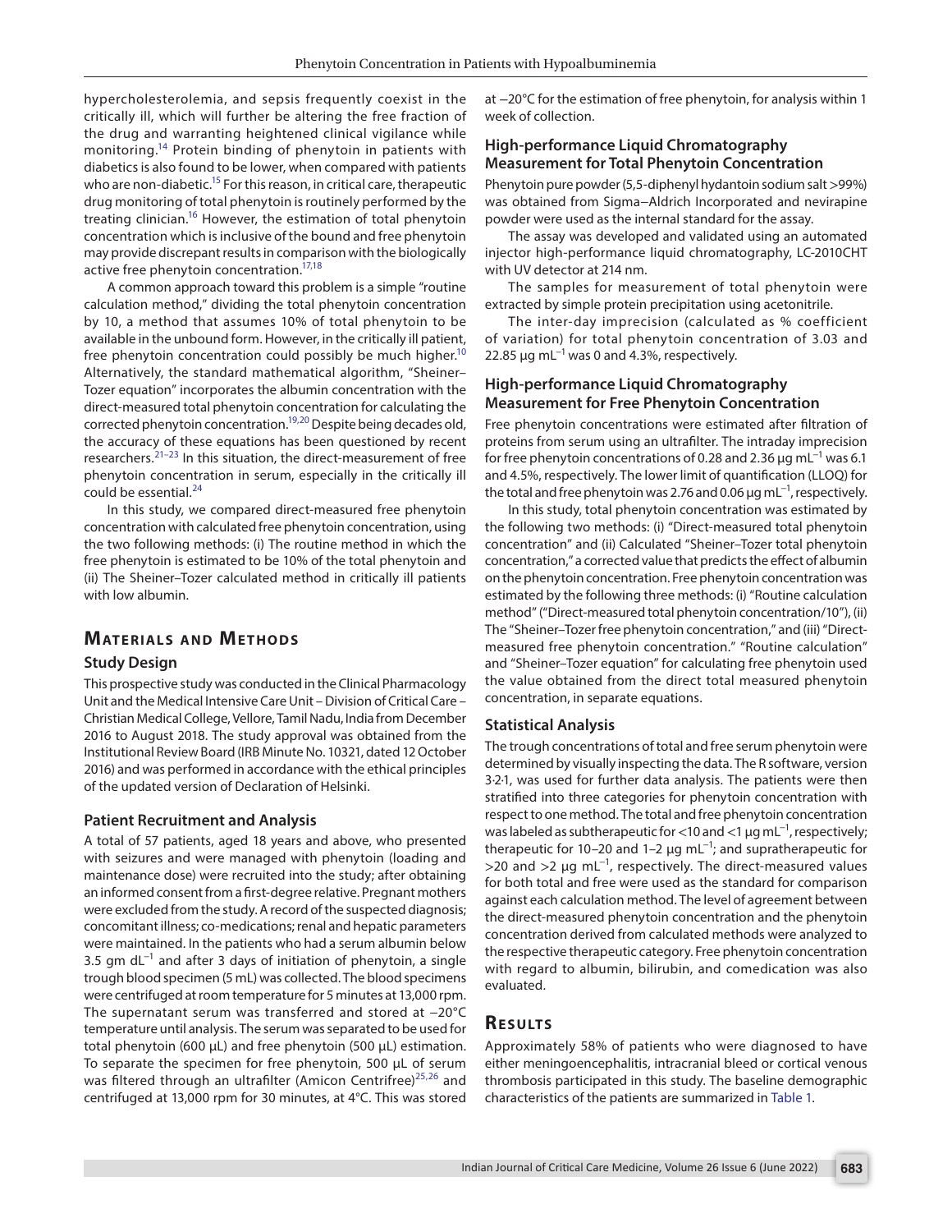hypercholesterolemia, and sepsis frequently coexist in the critically ill, which will further be altering the free fraction of the drug and warranting heightened clinical vigilance while monitoring.[14] Protein binding of phenytoin in patients with diabetics is also found to be lower, when compared with patients who are non-diabetic.[15] For this reason, in critical care, therapeutic drug monitoring of total phenytoin is routinely performed by the treating clinician.[16] However, the estimation of total phenytoin concentration which is inclusive of the bound and free phenytoin may provide discrepant results in comparison with the biologically active free phenytoin concentration.[17,18]

A common approach toward this problem is a simple "routine calculation method," dividing the total phenytoin concentration by 10, a method that assumes 10% of total phenytoin to be available in the unbound form. However, in the critically ill patient, free phenytoin concentration could possibly be much higher.[10] Alternatively, the standard mathematical algorithm, "Sheiner–Tozer equation" incorporates the albumin concentration with the direct-measured total phenytoin concentration for calculating the corrected phenytoin concentration.[19,20] Despite being decades old, the accuracy of these equations has been questioned by recent researchers.[21–23] In this situation, the direct-measurement of free phenytoin concentration in serum, especially in the critically ill could be essential.[24]

In this study, we compared direct-measured free phenytoin concentration with calculated free phenytoin concentration, using the two following methods: (i) The routine method in which the free phenytoin is estimated to be 10% of the total phenytoin and (ii) The Sheiner–Tozer calculated method in critically ill patients with low albumin.

# Materials and Methods

## Study Design

This prospective study was conducted in the Clinical Pharmacology Unit and the Medical Intensive Care Unit – Division of Critical Care – Christian Medical College, Vellore, Tamil Nadu, India from December 2016 to August 2018. The study approval was obtained from the Institutional Review Board (IRB Minute No. 10321, dated 12 October 2016) and was performed in accordance with the ethical principles of the updated version of Declaration of Helsinki.

## Patient Recruitment and Analysis

A total of 57 patients, aged 18 years and above, who presented with seizures and were managed with phenytoin (loading and maintenance dose) were recruited into the study; after obtaining an informed consent from a first-degree relative. Pregnant mothers were excluded from the study. A record of the suspected diagnosis; concomitant illness; co-medications; renal and hepatic parameters were maintained. In the patients who had a serum albumin below 3.5 gm $dL^{-1}$ and after 3 days of initiation of phenytoin, a single trough blood specimen (5 mL) was collected. The blood specimens were centrifuged at room temperature for 5 minutes at 13,000 rpm. The supernatant serum was transferred and stored at −20°C temperature until analysis. The serum was separated to be used for total phenytoin (600 µL) and free phenytoin (500 µL) estimation. To separate the specimen for free phenytoin, 500 µL of serum was filtered through an ultrafilter (Amicon Centrifree)[25,26] and centrifuged at 13,000 rpm for 30 minutes, at 4°C. This was stored at −20°C for the estimation of free phenytoin, for analysis within 1 week of collection.

## High-performance Liquid Chromatography Measurement for Total Phenytoin Concentration

Phenytoin pure powder (5,5-diphenyl hydantoin sodium salt >99%) was obtained from Sigma–Aldrich Incorporated and nevirapine powder were used as the internal standard for the assay.

The assay was developed and validated using an automated injector high-performance liquid chromatography, LC-2010CHT with UV detector at 214 nm.

The samples for measurement of total phenytoin were extracted by simple protein precipitation using acetonitrile.

The inter-day imprecision (calculated as % coefficient of variation) for total phenytoin concentration of 3.03 and 22.85 µg $mL^{-1}$ was 0 and 4.3%, respectively.

## High-performance Liquid Chromatography Measurement for Free Phenytoin Concentration

Free phenytoin concentrations were estimated after filtration of proteins from serum using an ultrafilter. The intraday imprecision for free phenytoin concentrations of 0.28 and 2.36 µg $mL^{-1}$ was 6.1 and 4.5%, respectively. The lower limit of quantification (LLOQ) for the total and free phenytoin was 2.76 and 0.06 µg $mL^{-1}$, respectively.

In this study, total phenytoin concentration was estimated by the following two methods: (i) "Direct-measured total phenytoin concentration" and (ii) Calculated "Sheiner–Tozer total phenytoin concentration," a corrected value that predicts the effect of albumin on the phenytoin concentration. Free phenytoin concentration was estimated by the following three methods: (i) "Routine calculation method" ("Direct-measured total phenytoin concentration/10"), (ii) The "Sheiner–Tozer free phenytoin concentration," and (iii) "Direct-measured free phenytoin concentration." "Routine calculation" and "Sheiner–Tozer equation" for calculating free phenytoin used the value obtained from the direct total measured phenytoin concentration, in separate equations.

## Statistical Analysis

The trough concentrations of total and free serum phenytoin were determined by visually inspecting the data. The R software, version 3·2·1, was used for further data analysis. The patients were then stratified into three categories for phenytoin concentration with respect to one method. The total and free phenytoin concentration was labeled as subtherapeutic for <10 and <1 µg $mL^{-1}$, respectively; therapeutic for 10–20 and 1–2 µg $mL^{-1}$; and supratherapeutic for >20 and >2 µg $mL^{-1}$, respectively. The direct-measured values for both total and free were used as the standard for comparison against each calculation method. The level of agreement between the direct-measured phenytoin concentration and the phenytoin concentration derived from calculated methods were analyzed to the respective therapeutic category. Free phenytoin concentration with regard to albumin, bilirubin, and comedication was also evaluated.

# Results

Approximately 58% of patients who were diagnosed to have either meningoencephalitis, intracranial bleed or cortical venous thrombosis participated in this study. The baseline demographic characteristics of the patients are summarized in Table 1.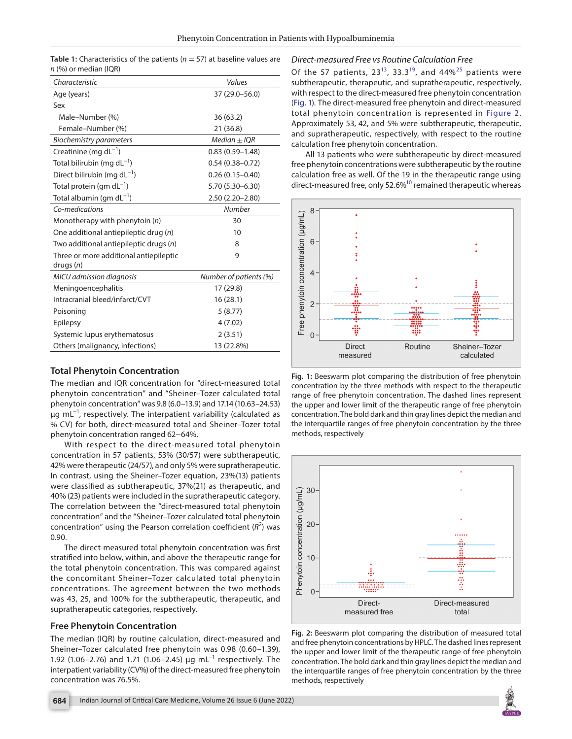**Table 1:** Characteristics of the patients ($n = 57$) at baseline values are $n$ (%) or median (IQR)

| *Characteristic* | *Values* |
|---|---|
| Age (years) | 37 (29.0–56.0) |
| Sex | |
| Male–Number (%) | 36 (63.2) |
| Female–Number (%) | 21 (36.8) |
| *Biochemistry parameters* | *Median ± IQR* |
| Creatinine (mg $dL^{-1}$) | 0.83 (0.59–1.48) |
| Total bilirubin (mg $dL^{-1}$) | 0.54 (0.38–0.72) |
| Direct bilirubin (mg $dL^{-1}$) | 0.26 (0.15–0.40) |
| Total protein (gm $dL^{-1}$) | 5.70 (5.30–6.30) |
| Total albumin (gm $dL^{-1}$) | 2.50 (2.20–2.80) |
| *Co-medications* | *Number* |
| Monotherapy with phenytoin ($n$) | 30 |
| One additional antiepileptic drug ($n$) | 10 |
| Two additional antiepileptic drugs ($n$) | 8 |
| Three or more additional antiepileptic drugs ($n$) | 9 |
| *MICU admission diagnosis* | *Number of patients (%)* |
| Meningoencephalitis | 17 (29.8) |
| Intracranial bleed/infarct/CVT | 16 (28.1) |
| Poisoning | 5 (8.77) |
| Epilepsy | 4 (7.02) |
| Systemic lupus erythematosus | 2 (3.51) |
| Others (malignancy, infections) | 13 (22.8%) |

## Total Phenytoin Concentration

The median and IQR concentration for "direct-measured total phenytoin concentration" and "Sheiner–Tozer calculated total phenytoin concentration" was 9.8 (6.0–13.9) and 17.14 (10.63–24.53) µg $mL^{-1}$, respectively. The interpatient variability (calculated as % CV) for both, direct-measured total and Sheiner–Tozer total phenytoin concentration ranged 62–64%.

With respect to the direct-measured total phenytoin concentration in 57 patients, 53% (30/57) were subtherapeutic, 42% were therapeutic (24/57), and only 5% were supratherapeutic. In contrast, using the Sheiner–Tozer equation, 23%(13) patients were classified as subtherapeutic, 37%(21) as therapeutic, and 40% (23) patients were included in the supratherapeutic category. The correlation between the "direct-measured total phenytoin concentration" and the "Sheiner–Tozer calculated total phenytoin concentration" using the Pearson correlation coefficient ($R^2$) was 0.90.

The direct-measured total phenytoin concentration was first stratified into below, within, and above the therapeutic range for the total phenytoin concentration. This was compared against the concomitant Sheiner–Tozer calculated total phenytoin concentrations. The agreement between the two methods was 43, 25, and 100% for the subtherapeutic, therapeutic, and supratherapeutic categories, respectively.

## Free Phenytoin Concentration

The median (IQR) by routine calculation, direct-measured and Sheiner–Tozer calculated free phenytoin was 0.98 (0.60–1.39), 1.92 (1.06–2.76) and 1.71 (1.06–2.45) µg $mL^{-1}$ respectively. The interpatient variability (CV%) of the direct-measured free phenytoin concentration was 76.5%.

### *Direct-measured Free vs Routine Calculation Free*

Of the 57 patients, 23[13], 33.3[19], and 44%[25] patients were subtherapeutic, therapeutic, and supratherapeutic, respectively, with respect to the direct-measured free phenytoin concentration (Fig. 1). The direct-measured free phenytoin and direct-measured total phenytoin concentration is represented in Figure 2. Approximately 53, 42, and 5% were subtherapeutic, therapeutic, and supratherapeutic, respectively, with respect to the routine calculation free phenytoin concentration.

All 13 patients who were subtherapeutic by direct-measured free phenytoin concentrations were subtherapeutic by the routine calculation free as well. Of the 19 in the therapeutic range using direct-measured free, only 52.6%[10] remained therapeutic whereas

**Fig. 1:** Beeswarm plot comparing the distribution of free phenytoin concentration by the three methods with respect to the therapeutic range of free phenytoin concentration. The dashed lines represent the upper and lower limit of the therapeutic range of free phenytoin concentration. The bold dark and thin gray lines depict the median and the interquartile ranges of free phenytoin concentration by the three methods, respectively

**Fig. 2:** Beeswarm plot comparing the distribution of measured total and free phenytoin concentrations by HPLC. The dashed lines represent the upper and lower limit of the therapeutic range of free phenytoin concentration. The bold dark and thin gray lines depict the median and the interquartile ranges of free phenytoin concentration by the three methods, respectively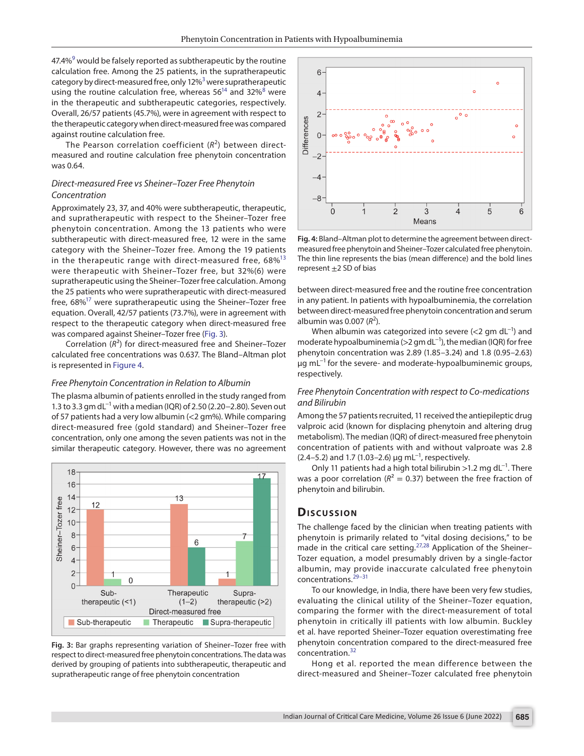47.4%[9] would be falsely reported as subtherapeutic by the routine calculation free. Among the 25 patients, in the supratherapeutic category by direct-measured free, only 12%[3] were supratherapeutic using the routine calculation free, whereas 56[14] and 32%[8] were in the therapeutic and subtherapeutic categories, respectively. Overall, 26/57 patients (45.7%), were in agreement with respect to the therapeutic category when direct-measured free was compared against routine calculation free.

The Pearson correlation coefficient ($R^2$) between direct-measured and routine calculation free phenytoin concentration was 0.64.

### *Direct-measured Free vs Sheiner–Tozer Free Phenytoin Concentration*

Approximately 23, 37, and 40% were subtherapeutic, therapeutic, and supratherapeutic with respect to the Sheiner–Tozer free phenytoin concentration. Among the 13 patients who were subtherapeutic with direct-measured free, 12 were in the same category with the Sheiner–Tozer free. Among the 19 patients in the therapeutic range with direct-measured free, 68%[13] were therapeutic with Sheiner–Tozer free, but 32%(6) were supratherapeutic using the Sheiner–Tozer free calculation. Among the 25 patients who were supratherapeutic with direct-measured free, 68%[17] were supratherapeutic using the Sheiner–Tozer free equation. Overall, 42/57 patients (73.7%), were in agreement with respect to the therapeutic category when direct-measured free was compared against Sheiner–Tozer free (Fig. 3).

Correlation ($R^2$) for direct-measured free and Sheiner–Tozer calculated free concentrations was 0.637. The Bland–Altman plot is represented in Figure 4.

### *Free Phenytoin Concentration in Relation to Albumin*

The plasma albumin of patients enrolled in the study ranged from 1.3 to 3.3 gm dL$^{-1}$ with a median (IQR) of 2.50 (2.20–2.80). Seven out of 57 patients had a very low albumin (<2 gm%). While comparing direct-measured free (gold standard) and Sheiner–Tozer free concentration, only one among the seven patients was not in the similar therapeutic category. However, there was no agreement between direct-measured free and the routine free concentration in any patient. In patients with hypoalbuminemia, the correlation between direct-measured free phenytoin concentration and serum albumin was 0.007 ($R^2$).

**Fig. 3:** Bar graphs representing variation of Sheiner–Tozer free with respect to direct-measured free phenytoin concentrations. The data was derived by grouping of patients into subtherapeutic, therapeutic and supratherapeutic range of free phenytoin concentration

**Fig. 4:** Bland–Altman plot to determine the agreement between direct-measured free phenytoin and Sheiner–Tozer calculated free phenytoin. The thin line represents the bias (mean difference) and the bold lines represent ±2 SD of bias

When albumin was categorized into severe (<2 gm dL$^{-1}$) and moderate hypoalbuminemia (>2 gm dL$^{-1}$), the median (IQR) for free phenytoin concentration was 2.89 (1.85–3.24) and 1.8 (0.95–2.63) µg mL$^{-1}$ for the severe- and moderate-hypoalbuminemic groups, respectively.

### *Free Phenytoin Concentration with respect to Co-medications and Bilirubin*

Among the 57 patients recruited, 11 received the antiepileptic drug valproic acid (known for displacing phenytoin and altering drug metabolism). The median (IQR) of direct-measured free phenytoin concentration of patients with and without valproate was 2.8 (2.4–5.2) and 1.7 (1.03–2.6) µg mL$^{-1}$, respectively.

Only 11 patients had a high total bilirubin >1.2 mg dL$^{-1}$. There was a poor correlation ($R^2$ = 0.37) between the free fraction of phenytoin and bilirubin.

## Discussion

The challenge faced by the clinician when treating patients with phenytoin is primarily related to "vital dosing decisions," to be made in the critical care setting.[27,28] Application of the Sheiner–Tozer equation, a model presumably driven by a single-factor albumin, may provide inaccurate calculated free phenytoin concentrations.[29–31]

To our knowledge, in India, there have been very few studies, evaluating the clinical utility of the Sheiner–Tozer equation, comparing the former with the direct-measured concentration of total phenytoin in critically ill patients with low albumin. Buckley et al. have reported Sheiner–Tozer equation overestimating free phenytoin concentration compared to the direct-measured free concentration.[32]

Hong et al. reported the mean difference between the direct-measured and Sheiner–Tozer calculated free phenytoin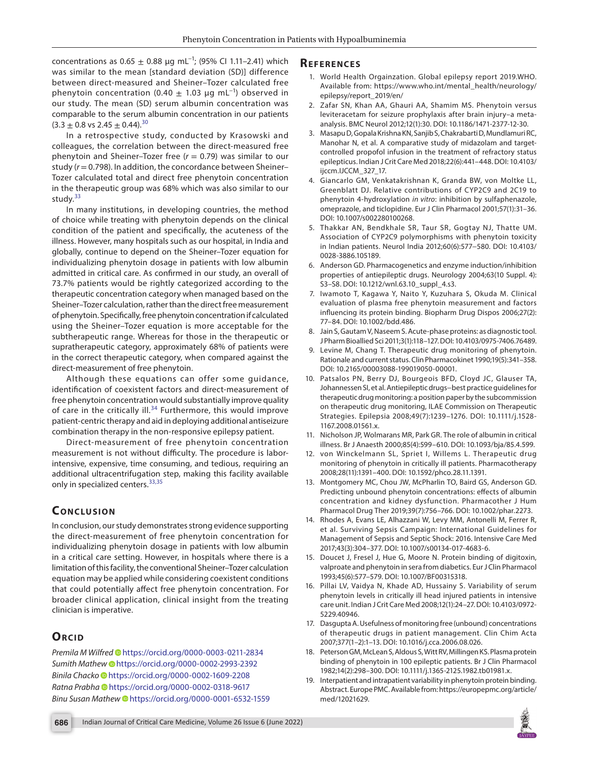concentrations as 0.65 ± 0.88 µg mL$^{-1}$; (95% CI 1.11–2.41) which was similar to the mean [standard deviation (SD)] difference between direct-measured and Sheiner–Tozer calculated free phenytoin concentration (0.40 ± 1.03 µg mL$^{-1}$) observed in our study. The mean (SD) serum albumin concentration was comparable to the serum albumin concentration in our patients (3.3 ± 0.8 vs 2.45 ± 0.44).[30]

In a retrospective study, conducted by Krasowski and colleagues, the correlation between the direct-measured free phenytoin and Sheiner–Tozer free ($r$ = 0.79) was similar to our study ($r$ = 0.798). In addition, the concordance between Sheiner–Tozer calculated total and direct free phenytoin concentration in the therapeutic group was 68% which was also similar to our study.[33]

In many institutions, in developing countries, the method of choice while treating with phenytoin depends on the clinical condition of the patient and specifically, the acuteness of the illness. However, many hospitals such as our hospital, in India and globally, continue to depend on the Sheiner–Tozer equation for individualizing phenytoin dosage in patients with low albumin admitted in critical care. As confirmed in our study, an overall of 73.7% patients would be rightly categorized according to the therapeutic concentration category when managed based on the Sheiner–Tozer calculation, rather than the direct free measurement of phenytoin. Specifically, free phenytoin concentration if calculated using the Sheiner–Tozer equation is more acceptable for the subtherapeutic range. Whereas for those in the therapeutic or supratherapeutic category, approximately 68% of patients were in the correct therapeutic category, when compared against the direct-measurement of free phenytoin.

Although these equations can offer some guidance, identification of coexistent factors and direct-measurement of free phenytoin concentration would substantially improve quality of care in the critically ill.[34] Furthermore, this would improve patient-centric therapy and aid in deploying additional antiseizure combination therapy in the non-responsive epilepsy patient.

Direct-measurement of free phenytoin concentration measurement is not without difficulty. The procedure is labor-intensive, expensive, time consuming, and tedious, requiring an additional ultracentrifugation step, making this facility available only in specialized centers.[33,35]

## Conclusion

In conclusion, our study demonstrates strong evidence supporting the direct-measurement of free phenytoin concentration for individualizing phenytoin dosage in patients with low albumin in a critical care setting. However, in hospitals where there is a limitation of this facility, the conventional Sheiner–Tozer calculation equation may be applied while considering coexistent conditions that could potentially affect free phenytoin concentration. For broader clinical application, clinical insight from the treating clinician is imperative.

## Orcid

*Premila M Wilfred* https://orcid.org/0000-0003-0211-2834
*Sumith Mathew* https://orcid.org/0000-0002-2993-2392
*Binila Chacko* https://orcid.org/0000-0002-1609-2208
*Ratna Prabha* https://orcid.org/0000-0002-0318-9617
*Binu Susan Mathew* https://orcid.org/0000-0001-6532-1559

## References

1. World Health Orgainzation. Global epilepsy report 2019.WHO. Available from: https://www.who.int/mental_health/neurology/epilepsy/report_2019/en/
2. Zafar SN, Khan AA, Ghauri AA, Shamim MS. Phenytoin versus leviteracetam for seizure prophylaxis after brain injury–a meta-analysis. BMC Neurol 2012;12(1):30. DOI: 10.1186/1471-2377-12-30.
3. Masapu D, Gopala Krishna KN, Sanjib S, Chakrabarti D, Mundlamuri RC, Manohar N, et al. A comparative study of midazolam and target-controlled propofol infusion in the treatment of refractory status epilepticus. Indian J Crit Care Med 2018;22(6):441–448. DOI: 10.4103/ijccm.IJCCM_327_17.
4. Giancarlo GM, Venkatakrishnan K, Granda BW, von Moltke LL, Greenblatt DJ. Relative contributions of CYP2C9 and 2C19 to phenytoin 4-hydroxylation *in vitro*: inhibition by sulfaphenazole, omeprazole, and ticlopidine. Eur J Clin Pharmacol 2001;57(1):31–36. DOI: 10.1007/s002280100268.
5. Thakkar AN, Bendkhale SR, Taur SR, Gogtay NJ, Thatte UM. Association of CYP2C9 polymorphisms with phenytoin toxicity in Indian patients. Neurol India 2012;60(6):577–580. DOI: 10.4103/0028-3886.105189.
6. Anderson GD. Pharmacogenetics and enzyme induction/inhibition properties of antiepileptic drugs. Neurology 2004;63(10 Suppl. 4): S3–S8. DOI: 10.1212/wnl.63.10_suppl_4.s3.
7. Iwamoto T, Kagawa Y, Naito Y, Kuzuhara S, Okuda M. Clinical evaluation of plasma free phenytoin measurement and factors influencing its protein binding. Biopharm Drug Dispos 2006;27(2): 77–84. DOI: 10.1002/bdd.486.
8. Jain S, Gautam V, Naseem S. Acute-phase proteins: as diagnostic tool. J Pharm Bioallied Sci 2011;3(1):118–127. DOI: 10.4103/0975-7406.76489.
9. Levine M, Chang T. Therapeutic drug monitoring of phenytoin. Rationale and current status. Clin Pharmacokinet 1990;19(5):341–358. DOI: 10.2165/00003088-199019050-00001.
10. Patsalos PN, Berry DJ, Bourgeois BFD, Cloyd JC, Glauser TA, Johannessen SI, et al. Antiepileptic drugs–best practice guidelines for therapeutic drug monitoring: a position paper by the subcommission on therapeutic drug monitoring, ILAE Commission on Therapeutic Strategies. Epilepsia 2008;49(7):1239–1276. DOI: 10.1111/j.1528-1167.2008.01561.x.
11. Nicholson JP, Wolmarans MR, Park GR. The role of albumin in critical illness. Br J Anaesth 2000;85(4):599–610. DOI: 10.1093/bja/85.4.599.
12. von Winckelmann SL, Spriet I, Willems L. Therapeutic drug monitoring of phenytoin in critically ill patients. Pharmacotherapy 2008;28(11):1391–400. DOI: 10.1592/phco.28.11.1391.
13. Montgomery MC, Chou JW, McPharlin TO, Baird GS, Anderson GD. Predicting unbound phenytoin concentrations: effects of albumin concentration and kidney dysfunction. Pharmacother J Hum Pharmacol Drug Ther 2019;39(7):756–766. DOI: 10.1002/phar.2273.
14. Rhodes A, Evans LE, Alhazzani W, Levy MM, Antonelli M, Ferrer R, et al. Surviving Sepsis Campaign: International Guidelines for Management of Sepsis and Septic Shock: 2016. Intensive Care Med 2017;43(3):304–377. DOI: 10.1007/s00134-017-4683-6.
15. Doucet J, Fresel J, Hue G, Moore N. Protein binding of digitoxin, valproate and phenytoin in sera from diabetics. Eur J Clin Pharmacol 1993;45(6):577–579. DOI: 10.1007/BF00315318.
16. Pillai LV, Vaidya N, Khade AD, Hussainy S. Variability of serum phenytoin levels in critically ill head injured patients in intensive care unit. Indian J Crit Care Med 2008;12(1):24–27. DOI: 10.4103/0972-5229.40946.
17. Dasgupta A. Usefulness of monitoring free (unbound) concentrations of therapeutic drugs in patient management. Clin Chim Acta 2007;377(1–2):1–13. DOI: 10.1016/j.cca.2006.08.026.
18. Peterson GM, McLean S, Aldous S, Witt RV, Millingen KS. Plasma protein binding of phenytoin in 100 epileptic patients. Br J Clin Pharmacol 1982;14(2):298–300. DOI: 10.1111/j.1365-2125.1982.tb01981.x.
19. Interpatient and intrapatient variability in phenytoin protein binding. Abstract. Europe PMC. Available from: https://europepmc.org/article/med/12021629.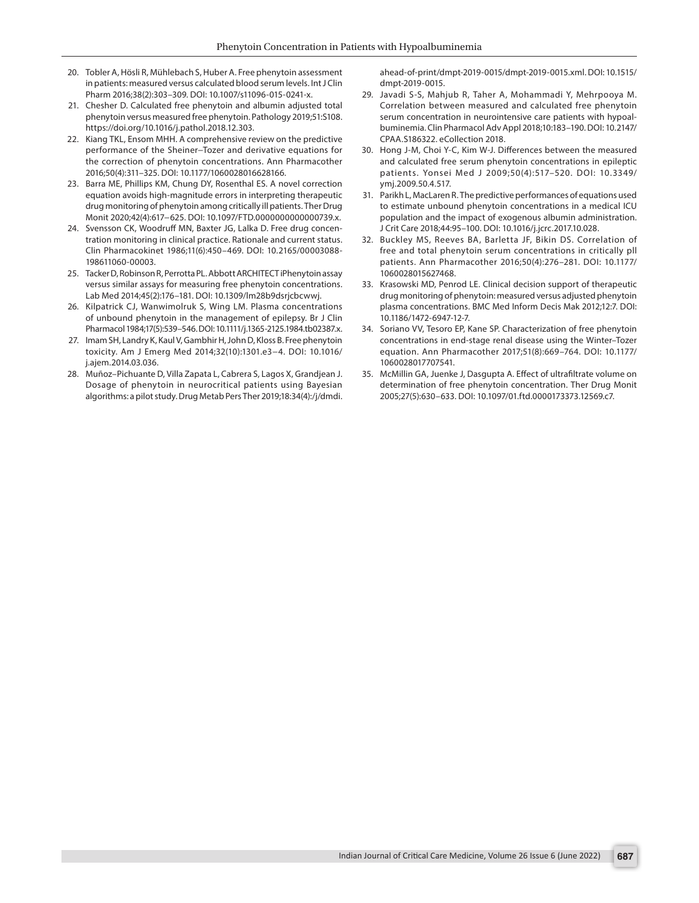20. Tobler A, Hösli R, Mühlebach S, Huber A. Free phenytoin assessment in patients: measured versus calculated blood serum levels. Int J Clin Pharm 2016;38(2):303–309. DOI: 10.1007/s11096-015-0241-x.
21. Chesher D. Calculated free phenytoin and albumin adjusted total phenytoin versus measured free phenytoin. Pathology 2019;51:S108. https://doi.org/10.1016/j.pathol.2018.12.303.
22. Kiang TKL, Ensom MHH. A comprehensive review on the predictive performance of the Sheiner–Tozer and derivative equations for the correction of phenytoin concentrations. Ann Pharmacother 2016;50(4):311–325. DOI: 10.1177/1060028016628166.
23. Barra ME, Phillips KM, Chung DY, Rosenthal ES. A novel correction equation avoids high-magnitude errors in interpreting therapeutic drug monitoring of phenytoin among critically ill patients. Ther Drug Monit 2020;42(4):617–625. DOI: 10.1097/FTD.0000000000000739.x.
24. Svensson CK, Woodruff MN, Baxter JG, Lalka D. Free drug concentration monitoring in clinical practice. Rationale and current status. Clin Pharmacokinet 1986;11(6):450–469. DOI: 10.2165/00003088-198611060-00003.
25. Tacker D, Robinson R, Perrotta PL. Abbott ARCHITECT iPhenytoin assay versus similar assays for measuring free phenytoin concentrations. Lab Med 2014;45(2):176–181. DOI: 10.1309/lm28b9dsrjcbcwwj.
26. Kilpatrick CJ, Wanwimolruk S, Wing LM. Plasma concentrations of unbound phenytoin in the management of epilepsy. Br J Clin Pharmacol 1984;17(5):539–546. DOI: 10.1111/j.1365-2125.1984.tb02387.x.
27. Imam SH, Landry K, Kaul V, Gambhir H, John D, Kloss B. Free phenytoin toxicity. Am J Emerg Med 2014;32(10):1301.e3–4. DOI: 10.1016/j.ajem.2014.03.036.
28. Muñoz–Pichuante D, Villa Zapata L, Cabrera S, Lagos X, Grandjean J. Dosage of phenytoin in neurocritical patients using Bayesian algorithms: a pilot study. Drug Metab Pers Ther 2019;18:34(4):/j/dmdi.ahead-of-print/dmpt-2019-0015/dmpt-2019-0015.xml. DOI: 10.1515/dmpt-2019-0015.
29. Javadi S-S, Mahjub R, Taher A, Mohammadi Y, Mehrpooya M. Correlation between measured and calculated free phenytoin serum concentration in neurointensive care patients with hypoalbuminemia. Clin Pharmacol Adv Appl 2018;10:183–190. DOI: 10.2147/CPAA.S186322. eCollection 2018.
30. Hong J-M, Choi Y-C, Kim W-J. Differences between the measured and calculated free serum phenytoin concentrations in epileptic patients. Yonsei Med J 2009;50(4):517–520. DOI: 10.3349/ymj.2009.50.4.517.
31. Parikh L, MacLaren R. The predictive performances of equations used to estimate unbound phenytoin concentrations in a medical ICU population and the impact of exogenous albumin administration. J Crit Care 2018;44:95–100. DOI: 10.1016/j.jcrc.2017.10.028.
32. Buckley MS, Reeves BA, Barletta JF, Bikin DS. Correlation of free and total phenytoin serum concentrations in critically pll patients. Ann Pharmacother 2016;50(4):276–281. DOI: 10.1177/1060028015627468.
33. Krasowski MD, Penrod LE. Clinical decision support of therapeutic drug monitoring of phenytoin: measured versus adjusted phenytoin plasma concentrations. BMC Med Inform Decis Mak 2012;12:7. DOI: 10.1186/1472-6947-12-7.
34. Soriano VV, Tesoro EP, Kane SP. Characterization of free phenytoin concentrations in end-stage renal disease using the Winter–Tozer equation. Ann Pharmacother 2017;51(8):669–764. DOI: 10.1177/1060028017707541.
35. McMillin GA, Juenke J, Dasgupta A. Effect of ultrafiltrate volume on determination of free phenytoin concentration. Ther Drug Monit 2005;27(5):630–633. DOI: 10.1097/01.ftd.0000173373.12569.c7.